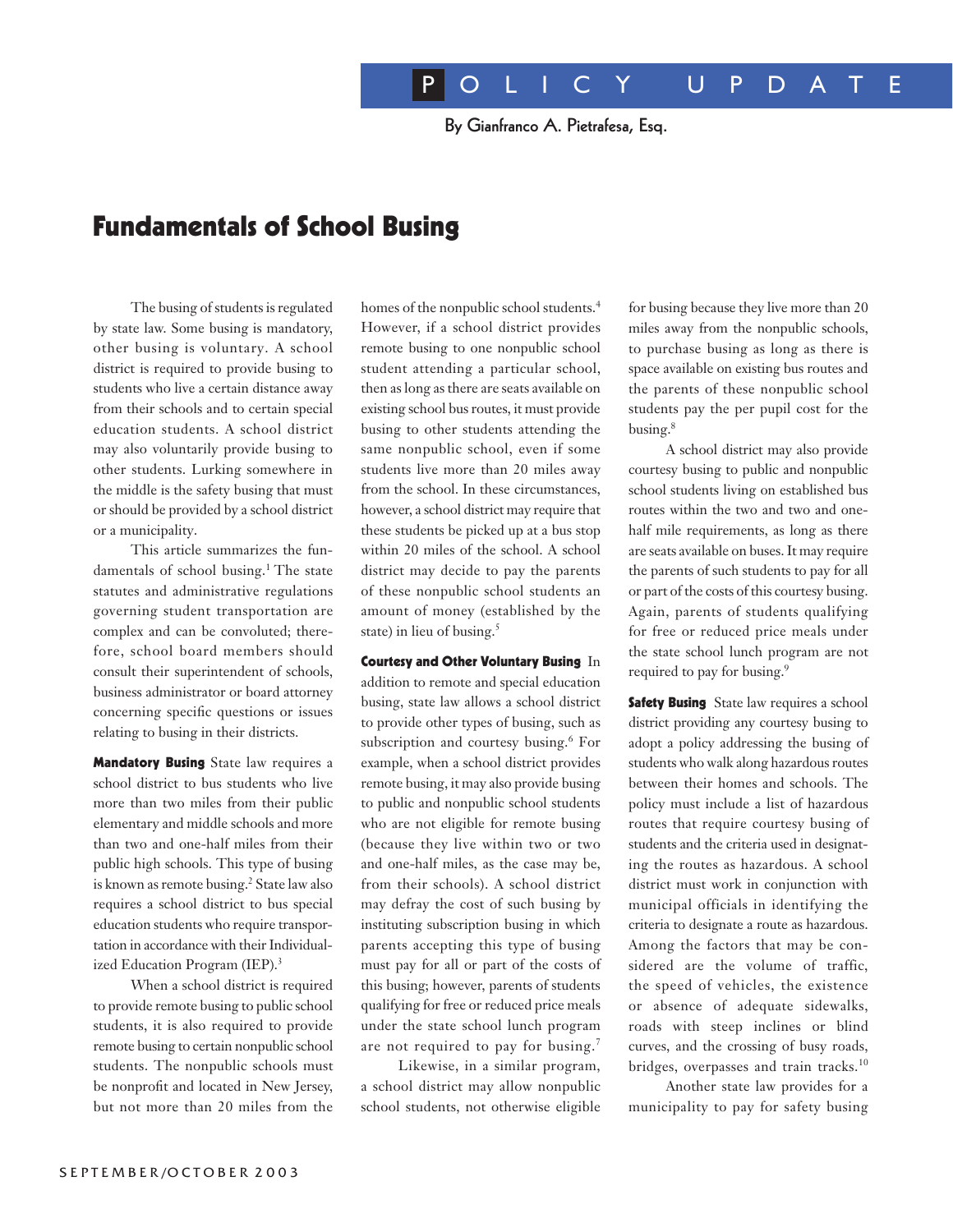# POLICY UPDATE

By Gianfranco A. Pietrafesa, Esq.

## Fundamentals of School Busing

The busing of students is regulated by state law. Some busing is mandatory, other busing is voluntary. A school district is required to provide busing to students who live a certain distance away from their schools and to certain special education students. A school district may also voluntarily provide busing to other students. Lurking somewhere in the middle is the safety busing that must or should be provided by a school district or a municipality.

This article summarizes the fundamentals of school busing.[1] The state statutes and administrative regulations governing student transportation are complex and can be convoluted; therefore, school board members should consult their superintendent of schools, business administrator or board attorney concerning specific questions or issues relating to busing in their districts.

**Mandatory Busing** State law requires a school district to bus students who live more than two miles from their public elementary and middle schools and more than two and one-half miles from their public high schools. This type of busing is known as remote busing.[2] State law also requires a school district to bus special education students who require transportation in accordance with their Individualized Education Program (IEP).[3]

When a school district is required to provide remote busing to public school students, it is also required to provide remote busing to certain nonpublic school students. The nonpublic schools must be nonprofit and located in New Jersey, but not more than 20 miles from the homes of the nonpublic school students.[4] However, if a school district provides remote busing to one nonpublic school student attending a particular school, then as long as there are seats available on existing school bus routes, it must provide busing to other students attending the same nonpublic school, even if some students live more than 20 miles away from the school. In these circumstances, however, a school district may require that these students be picked up at a bus stop within 20 miles of the school. A school district may decide to pay the parents of these nonpublic school students an amount of money (established by the state) in lieu of busing.[5]

**Courtesy and Other Voluntary Busing** In addition to remote and special education busing, state law allows a school district to provide other types of busing, such as subscription and courtesy busing.[6] For example, when a school district provides remote busing, it may also provide busing to public and nonpublic school students who are not eligible for remote busing (because they live within two or two and one-half miles, as the case may be, from their schools). A school district may defray the cost of such busing by instituting subscription busing in which parents accepting this type of busing must pay for all or part of the costs of this busing; however, parents of students qualifying for free or reduced price meals under the state school lunch program are not required to pay for busing.[7]

Likewise, in a similar program, a school district may allow nonpublic school students, not otherwise eligible for busing because they live more than 20 miles away from the nonpublic schools, to purchase busing as long as there is space available on existing bus routes and the parents of these nonpublic school students pay the per pupil cost for the busing.[8]

A school district may also provide courtesy busing to public and nonpublic school students living on established bus routes within the two and two and one-half mile requirements, as long as there are seats available on buses. It may require the parents of such students to pay for all or part of the costs of this courtesy busing. Again, parents of students qualifying for free or reduced price meals under the state school lunch program are not required to pay for busing.[9]

**Safety Busing** State law requires a school district providing any courtesy busing to adopt a policy addressing the busing of students who walk along hazardous routes between their homes and schools. The policy must include a list of hazardous routes that require courtesy busing of students and the criteria used in designating the routes as hazardous. A school district must work in conjunction with municipal officials in identifying the criteria to designate a route as hazardous. Among the factors that may be considered are the volume of traffic, the speed of vehicles, the existence or absence of adequate sidewalks, roads with steep inclines or blind curves, and the crossing of busy roads, bridges, overpasses and train tracks.[10]

Another state law provides for a municipality to pay for safety busing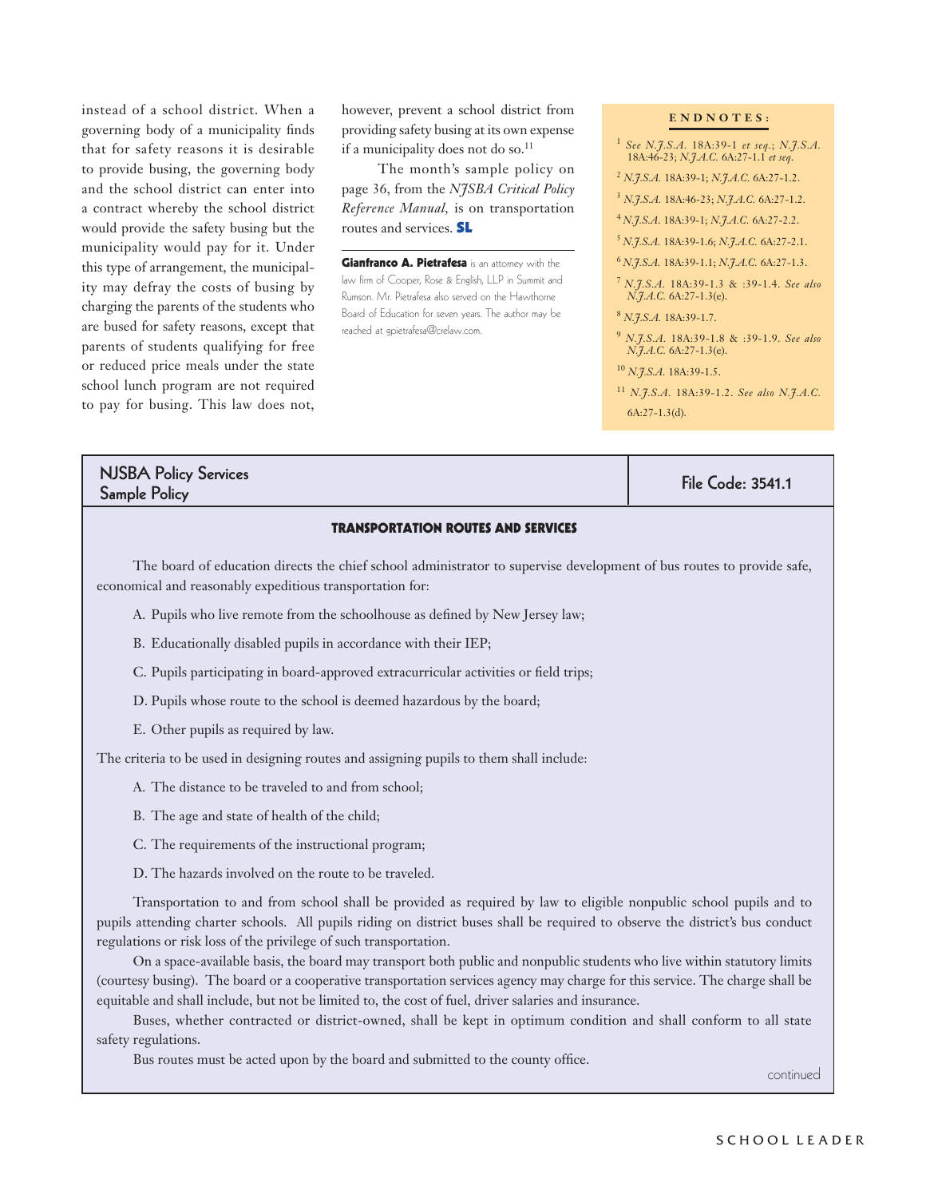instead of a school district. When a governing body of a municipality finds that for safety reasons it is desirable to provide busing, the governing body and the school district can enter into a contract whereby the school district would provide the safety busing but the municipality would pay for it. Under this type of arrangement, the municipality may defray the costs of busing by charging the parents of the students who are bused for safety reasons, except that parents of students qualifying for free or reduced price meals under the state school lunch program are not required to pay for busing. This law does not, however, prevent a school district from providing safety busing at its own expense if a municipality does not do so.[11]

The month's sample policy on page 36, from the *NJSBA Critical Policy Reference Manual,* is on transportation routes and services. **SL**

**Gianfranco A. Pietrafesa** is an attorney with the law firm of Cooper, Rose & English, LLP in Summit and Rumson. Mr. Pietrafesa also served on the Hawthorne Board of Education for seven years. The author may be reached at gpietrafesa@crelaw.com.

**ENDNOTES:**

1. *See N.J.S.A.* 18A:39-1 *et seq.*; *N.J.S.A.* 18A:46-23; *N.J.A.C.* 6A:27-1.1 *et seq.*
2. *N.J.S.A.* 18A:39-1; *N.J.A.C.* 6A:27-1.2.
3. *N.J.S.A.* 18A:46-23; *N.J.A.C.* 6A:27-1.2.
4. *N.J.S.A.* 18A:39-1; *N.J.A.C.* 6A:27-2.2.
5. *N.J.S.A.* 18A:39-1.6; *N.J.A.C.* 6A:27-2.1.
6. *N.J.S.A.* 18A:39-1.1; *N.J.A.C.* 6A:27-1.3.
7. *N.J.S.A.* 18A:39-1.3 & :39-1.4. *See also N.J.A.C.* 6A:27-1.3(e).
8. *N.J.S.A.* 18A:39-1.7.
9. *N.J.S.A.* 18A:39-1.8 & :39-1.9. *See also N.J.A.C.* 6A:27-1.3(e).
10. *N.J.S.A.* 18A:39-1.5.
11. *N.J.S.A.* 18A:39-1.2. *See also N.J.A.C.* 6A:27-1.3(d).

**NJSBA Policy Services**
**Sample Policy**

**File Code: 3541.1**

## TRANSPORTATION ROUTES AND SERVICES

The board of education directs the chief school administrator to supervise development of bus routes to provide safe, economical and reasonably expeditious transportation for:

A. Pupils who live remote from the schoolhouse as defined by New Jersey law;

B. Educationally disabled pupils in accordance with their IEP;

C. Pupils participating in board-approved extracurricular activities or field trips;

D. Pupils whose route to the school is deemed hazardous by the board;

E. Other pupils as required by law.

The criteria to be used in designing routes and assigning pupils to them shall include:

A. The distance to be traveled to and from school;

B. The age and state of health of the child;

C. The requirements of the instructional program;

D. The hazards involved on the route to be traveled.

Transportation to and from school shall be provided as required by law to eligible nonpublic school pupils and to pupils attending charter schools. All pupils riding on district buses shall be required to observe the district's bus conduct regulations or risk loss of the privilege of such transportation.

On a space-available basis, the board may transport both public and nonpublic students who live within statutory limits (courtesy busing). The board or a cooperative transportation services agency may charge for this service. The charge shall be equitable and shall include, but not be limited to, the cost of fuel, driver salaries and insurance.

Buses, whether contracted or district-owned, shall be kept in optimum condition and shall conform to all state safety regulations.

Bus routes must be acted upon by the board and submitted to the county office.

continued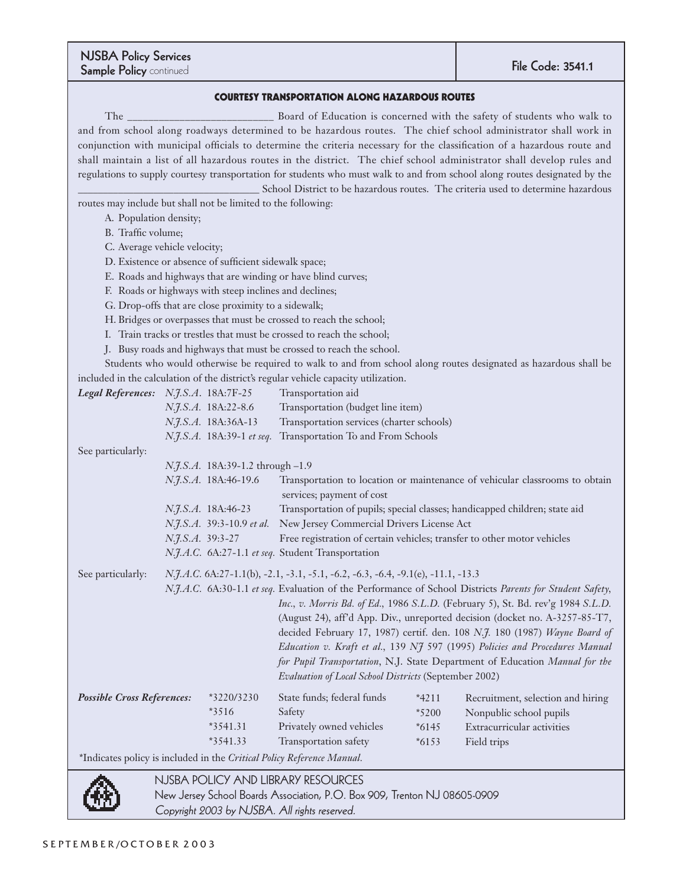NJSBA Policy Services
Sample Policy continued

File Code: 3541.1

## COURTESY TRANSPORTATION ALONG HAZARDOUS ROUTES

The ___________________________ Board of Education is concerned with the safety of students who walk to and from school along roadways determined to be hazardous routes. The chief school administrator shall work in conjunction with municipal officials to determine the criteria necessary for the classification of a hazardous route and shall maintain a list of all hazardous routes in the district. The chief school administrator shall develop rules and regulations to supply courtesy transportation for students who must walk to and from school along routes designated by the __________________________________ School District to be hazardous routes. The criteria used to determine hazardous routes may include but shall not be limited to the following:

A. Population density;
B. Traffic volume;
C. Average vehicle velocity;
D. Existence or absence of sufficient sidewalk space;
E. Roads and highways that are winding or have blind curves;
F. Roads or highways with steep inclines and declines;
G. Drop-offs that are close proximity to a sidewalk;
H. Bridges or overpasses that must be crossed to reach the school;
I. Train tracks or trestles that must be crossed to reach the school;
J. Busy roads and highways that must be crossed to reach the school.

Students who would otherwise be required to walk to and from school along routes designated as hazardous shall be included in the calculation of the district's regular vehicle capacity utilization.

***Legal References:***

| | |
|---|---|
| *N.J.S.A.* 18A:7F-25 | Transportation aid |
| *N.J.S.A.* 18A:22-8.6 | Transportation (budget line item) |
| *N.J.S.A.* 18A:36A-13 | Transportation services (charter schools) |
| *N.J.S.A.* 18A:39-1 *et seq.* | Transportation To and From Schools |

See particularly:

| | |
|---|---|
| *N.J.S.A.* 18A:39-1.2 through –1.9 | |
| *N.J.S.A.* 18A:46-19.6 | Transportation to location or maintenance of vehicular classrooms to obtain services; payment of cost |
| *N.J.S.A.* 18A:46-23 | Transportation of pupils; special classes; handicapped children; state aid |
| *N.J.S.A.* 39:3-10.9 *et al.* | New Jersey Commercial Drivers License Act |
| *N.J.S.A.* 39:3-27 | Free registration of certain vehicles; transfer to other motor vehicles |
| *N.J.A.C.* 6A:27-1.1 *et seq.* | Student Transportation |

See particularly: *N.J.A.C.* 6A:27-1.1(b), -2.1, -3.1, -5.1, -6.2, -6.3, -6.4, -9.1(e), -11.1, -13.3

*N.J.A.C.* 6A:30-1.1 *et seq.* Evaluation of the Performance of School Districts *Parents for Student Safety, Inc., v. Morris Bd. of Ed.*, 1986 *S.L.D.* (February 5), St. Bd. rev'g 1984 *S.L.D.* (August 24), aff'd App. Div., unreported decision (docket no. A-3257-85-T7, decided February 17, 1987) certif. den. 108 *N.J.* 180 (1987) *Wayne Board of Education v. Kraft et al.*, 139 *NJ* 597 (1995) *Policies and Procedures Manual for Pupil Transportation*, N.J. State Department of Education *Manual for the Evaluation of Local School Districts* (September 2002)

***Possible Cross References:***

| | | | |
|---|---|---|---|
| *3220/3230 | State funds; federal funds | *4211 | Recruitment, selection and hiring |
| *3516 | Safety | *5200 | Nonpublic school pupils |
| *3541.31 | Privately owned vehicles | *6145 | Extracurricular activities |
| *3541.33 | Transportation safety | *6153 | Field trips |

*Indicates policy is included in the *Critical Policy Reference Manual.*

NJSBA POLICY AND LIBRARY RESOURCES
New Jersey School Boards Association, P.O. Box 909, Trenton NJ 08605-0909
*Copyright 2003 by NJSBA. All rights reserved.*